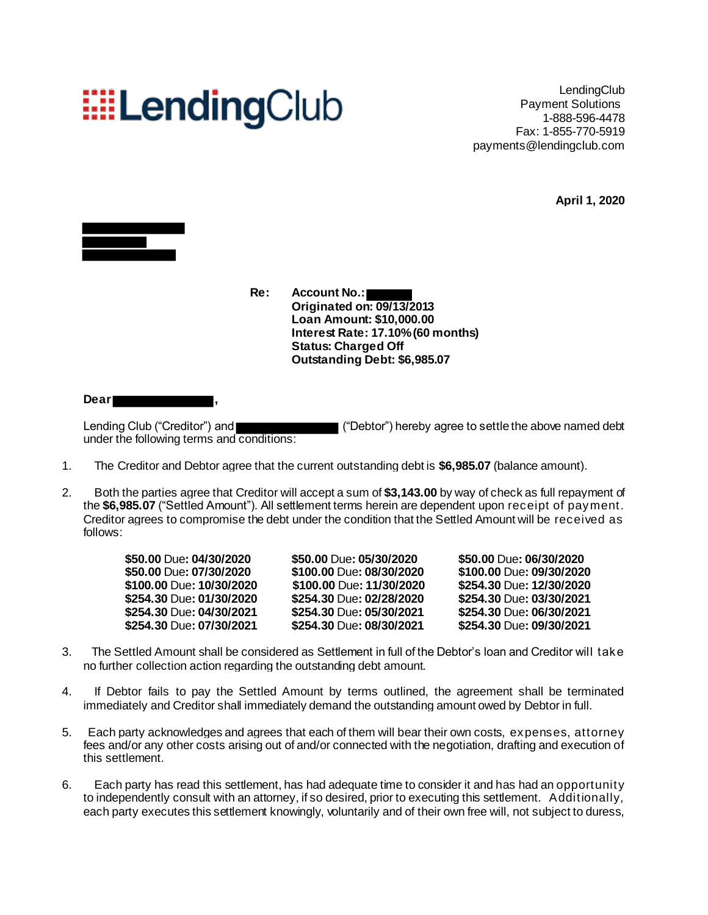LendingClub

LendingClub
Payment Solutions
1-888-596-4478
Fax: 1-855-770-5919
payments@lendingclub.com

**April 1, 2020**

**Re: Account No.:**
**Originated on: 09/13/2013**
**Loan Amount: $10,000.00**
**Interest Rate: 17.10% (60 months)**
**Status: Charged Off**
**Outstanding Debt: $6,985.07**

**Dear ,**

Lending Club ("Creditor") and ("Debtor") hereby agree to settle the above named debt under the following terms and conditions:

1. The Creditor and Debtor agree that the current outstanding debt is **$6,985.07** (balance amount).

2. Both the parties agree that Creditor will accept a sum of **$3,143.00** by way of check as full repayment of the **$6,985.07** ("Settled Amount"). All settlement terms herein are dependent upon receipt of payment. Creditor agrees to compromise the debt under the condition that the Settled Amount will be received as follows:

| | | |
|---|---|---|
| **$50.00** Due**: 04/30/2020** | **$50.00** Due**: 05/30/2020** | **$50.00** Due**: 06/30/2020** |
| **$50.00** Due**: 07/30/2020** | **$100.00** Due**: 08/30/2020** | **$100.00** Due**: 09/30/2020** |
| **$100.00** Due**: 10/30/2020** | **$100.00** Due**: 11/30/2020** | **$254.30** Due**: 12/30/2020** |
| **$254.30** Due**: 01/30/2020** | **$254.30** Due**: 02/28/2020** | **$254.30** Due**: 03/30/2021** |
| **$254.30** Due**: 04/30/2021** | **$254.30** Due**: 05/30/2021** | **$254.30** Due**: 06/30/2021** |
| **$254.30** Due**: 07/30/2021** | **$254.30** Due**: 08/30/2021** | **$254.30** Due**: 09/30/2021** |

3. The Settled Amount shall be considered as Settlement in full of the Debtor's loan and Creditor will take no further collection action regarding the outstanding debt amount.

4. If Debtor fails to pay the Settled Amount by terms outlined, the agreement shall be terminated immediately and Creditor shall immediately demand the outstanding amount owed by Debtor in full.

5. Each party acknowledges and agrees that each of them will bear their own costs, expenses, attorney fees and/or any other costs arising out of and/or connected with the negotiation, drafting and execution of this settlement.

6. Each party has read this settlement, has had adequate time to consider it and has had an opportunity to independently consult with an attorney, if so desired, prior to executing this settlement. Additionally, each party executes this settlement knowingly, voluntarily and of their own free will, not subject to duress,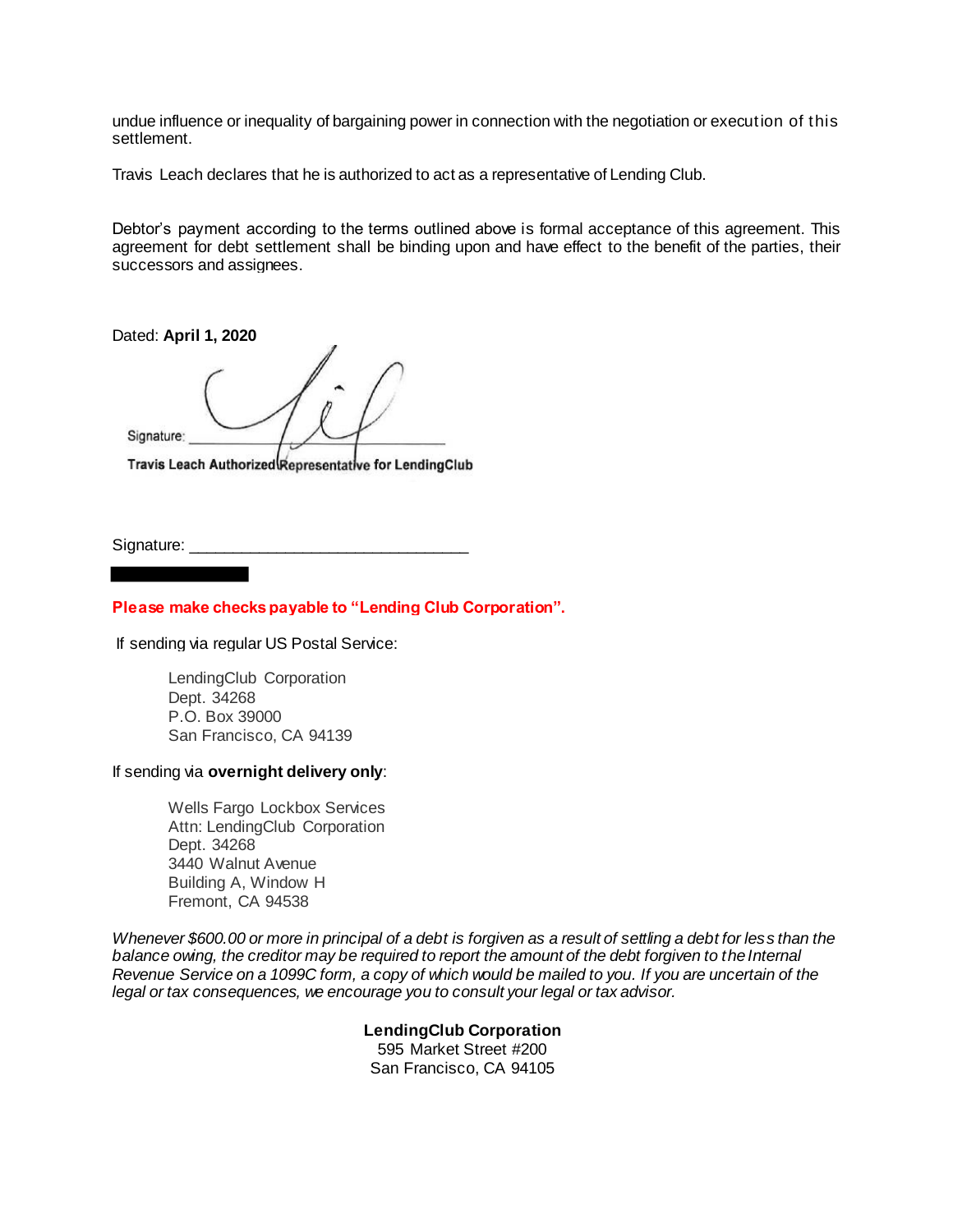undue influence or inequality of bargaining power in connection with the negotiation or execution of this settlement.

Travis Leach declares that he is authorized to act as a representative of Lending Club.

Debtor's payment according to the terms outlined above is formal acceptance of this agreement. This agreement for debt settlement shall be binding upon and have effect to the benefit of the parties, their successors and assignees.

Dated: **April 1, 2020**

Signature: ______________________________

**Travis Leach Authorized Representative for LendingClub**

Signature: ______________________________

**Please make checks payable to "Lending Club Corporation".**

If sending via regular US Postal Service:

LendingClub Corporation
Dept. 34268
P.O. Box 39000
San Francisco, CA 94139

If sending via **overnight delivery only**:

Wells Fargo Lockbox Services
Attn: LendingClub Corporation
Dept. 34268
3440 Walnut Avenue
Building A, Window H
Fremont, CA 94538

*Whenever $600.00 or more in principal of a debt is forgiven as a result of settling a debt for less than the balance owing, the creditor may be required to report the amount of the debt forgiven to the Internal Revenue Service on a 1099C form, a copy of which would be mailed to you. If you are uncertain of the legal or tax consequences, we encourage you to consult your legal or tax advisor.*

**LendingClub Corporation**
595 Market Street #200
San Francisco, CA 94105